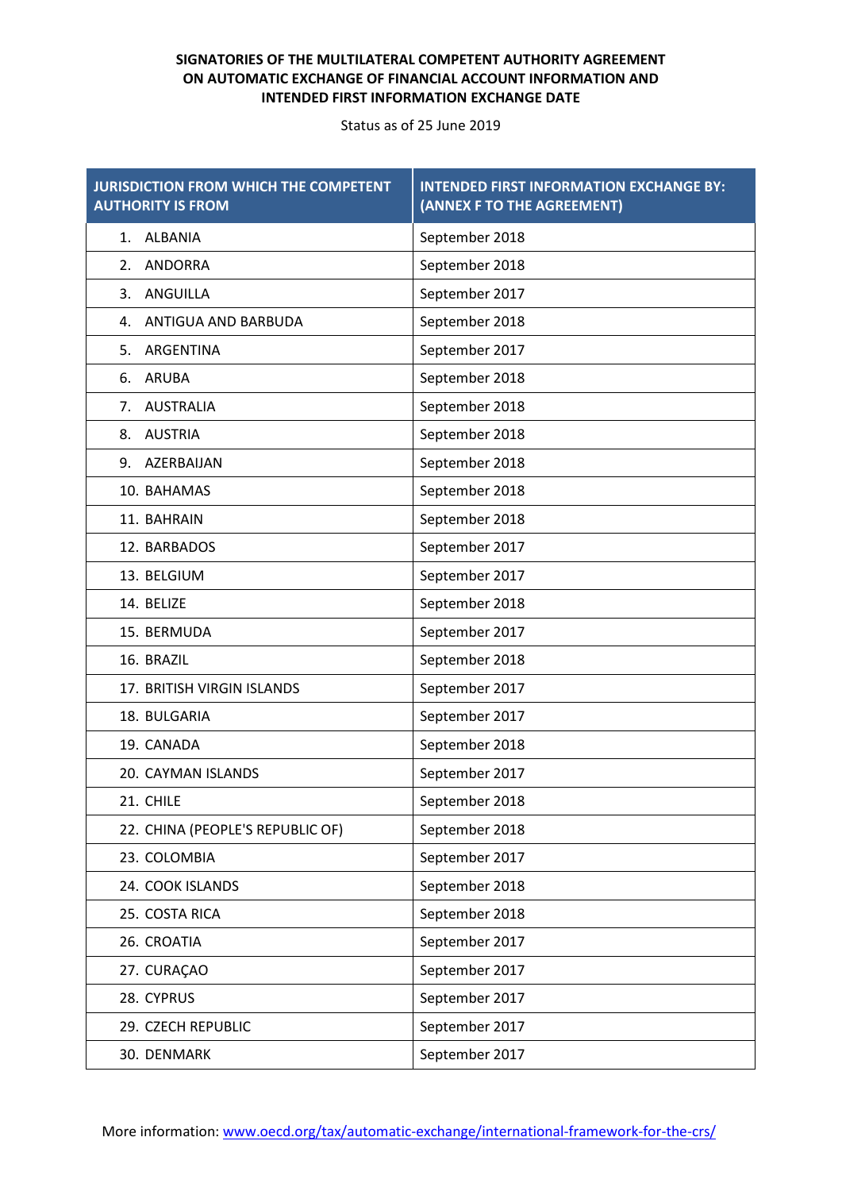**SIGNATORIES OF THE MULTILATERAL COMPETENT AUTHORITY AGREEMENT ON AUTOMATIC EXCHANGE OF FINANCIAL ACCOUNT INFORMATION AND INTENDED FIRST INFORMATION EXCHANGE DATE**

Status as of 25 June 2019

| JURISDICTION FROM WHICH THE COMPETENT AUTHORITY IS FROM | INTENDED FIRST INFORMATION EXCHANGE BY: (ANNEX F TO THE AGREEMENT) |
|---|---|
| 1. ALBANIA | September 2018 |
| 2. ANDORRA | September 2018 |
| 3. ANGUILLA | September 2017 |
| 4. ANTIGUA AND BARBUDA | September 2018 |
| 5. ARGENTINA | September 2017 |
| 6. ARUBA | September 2018 |
| 7. AUSTRALIA | September 2018 |
| 8. AUSTRIA | September 2018 |
| 9. AZERBAIJAN | September 2018 |
| 10. BAHAMAS | September 2018 |
| 11. BAHRAIN | September 2018 |
| 12. BARBADOS | September 2017 |
| 13. BELGIUM | September 2017 |
| 14. BELIZE | September 2018 |
| 15. BERMUDA | September 2017 |
| 16. BRAZIL | September 2018 |
| 17. BRITISH VIRGIN ISLANDS | September 2017 |
| 18. BULGARIA | September 2017 |
| 19. CANADA | September 2018 |
| 20. CAYMAN ISLANDS | September 2017 |
| 21. CHILE | September 2018 |
| 22. CHINA (PEOPLE'S REPUBLIC OF) | September 2018 |
| 23. COLOMBIA | September 2017 |
| 24. COOK ISLANDS | September 2018 |
| 25. COSTA RICA | September 2018 |
| 26. CROATIA | September 2017 |
| 27. CURAÇAO | September 2017 |
| 28. CYPRUS | September 2017 |
| 29. CZECH REPUBLIC | September 2017 |
| 30. DENMARK | September 2017 |

More information: www.oecd.org/tax/automatic-exchange/international-framework-for-the-crs/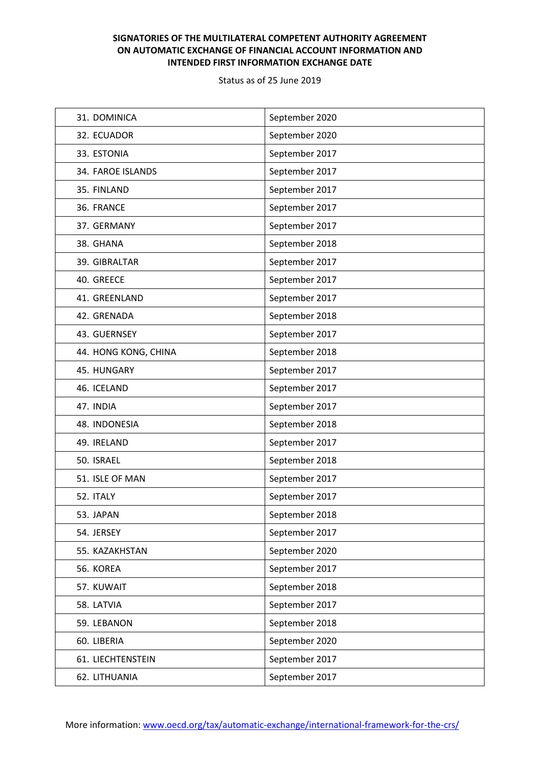**SIGNATORIES OF THE MULTILATERAL COMPETENT AUTHORITY AGREEMENT ON AUTOMATIC EXCHANGE OF FINANCIAL ACCOUNT INFORMATION AND INTENDED FIRST INFORMATION EXCHANGE DATE**

Status as of 25 June 2019

| | |
|---|---|
| 31. DOMINICA | September 2020 |
| 32. ECUADOR | September 2020 |
| 33. ESTONIA | September 2017 |
| 34. FAROE ISLANDS | September 2017 |
| 35. FINLAND | September 2017 |
| 36. FRANCE | September 2017 |
| 37. GERMANY | September 2017 |
| 38. GHANA | September 2018 |
| 39. GIBRALTAR | September 2017 |
| 40. GREECE | September 2017 |
| 41. GREENLAND | September 2017 |
| 42. GRENADA | September 2018 |
| 43. GUERNSEY | September 2017 |
| 44. HONG KONG, CHINA | September 2018 |
| 45. HUNGARY | September 2017 |
| 46. ICELAND | September 2017 |
| 47. INDIA | September 2017 |
| 48. INDONESIA | September 2018 |
| 49. IRELAND | September 2017 |
| 50. ISRAEL | September 2018 |
| 51. ISLE OF MAN | September 2017 |
| 52. ITALY | September 2017 |
| 53. JAPAN | September 2018 |
| 54. JERSEY | September 2017 |
| 55. KAZAKHSTAN | September 2020 |
| 56. KOREA | September 2017 |
| 57. KUWAIT | September 2018 |
| 58. LATVIA | September 2017 |
| 59. LEBANON | September 2018 |
| 60. LIBERIA | September 2020 |
| 61. LIECHTENSTEIN | September 2017 |
| 62. LITHUANIA | September 2017 |

More information: [www.oecd.org/tax/automatic-exchange/international-framework-for-the-crs/](http://www.oecd.org/tax/automatic-exchange/international-framework-for-the-crs/)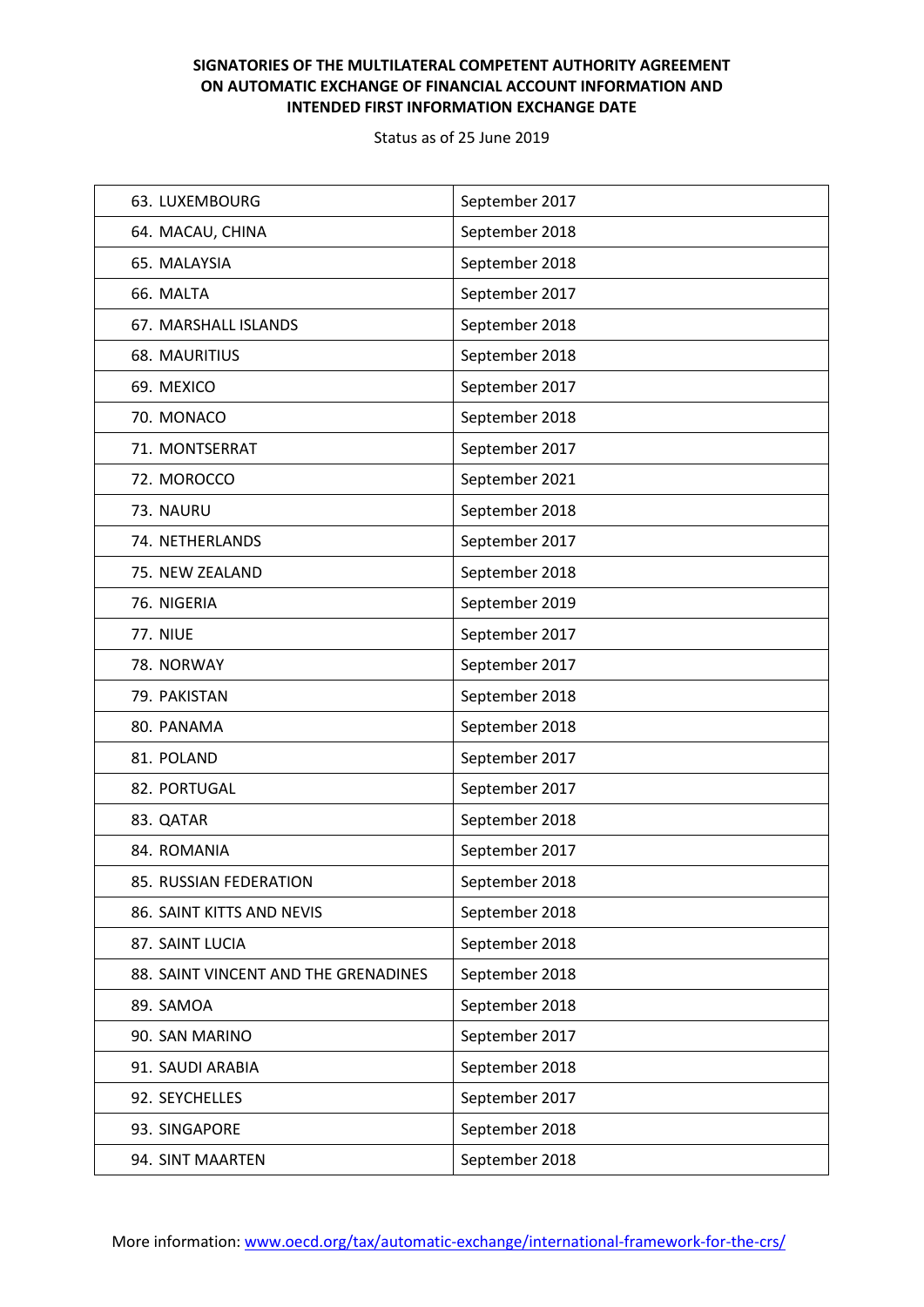**SIGNATORIES OF THE MULTILATERAL COMPETENT AUTHORITY AGREEMENT ON AUTOMATIC EXCHANGE OF FINANCIAL ACCOUNT INFORMATION AND INTENDED FIRST INFORMATION EXCHANGE DATE**

Status as of 25 June 2019

| | |
|---|---|
| 63. LUXEMBOURG | September 2017 |
| 64. MACAU, CHINA | September 2018 |
| 65. MALAYSIA | September 2018 |
| 66. MALTA | September 2017 |
| 67. MARSHALL ISLANDS | September 2018 |
| 68. MAURITIUS | September 2018 |
| 69. MEXICO | September 2017 |
| 70. MONACO | September 2018 |
| 71. MONTSERRAT | September 2017 |
| 72. MOROCCO | September 2021 |
| 73. NAURU | September 2018 |
| 74. NETHERLANDS | September 2017 |
| 75. NEW ZEALAND | September 2018 |
| 76. NIGERIA | September 2019 |
| 77. NIUE | September 2017 |
| 78. NORWAY | September 2017 |
| 79. PAKISTAN | September 2018 |
| 80. PANAMA | September 2018 |
| 81. POLAND | September 2017 |
| 82. PORTUGAL | September 2017 |
| 83. QATAR | September 2018 |
| 84. ROMANIA | September 2017 |
| 85. RUSSIAN FEDERATION | September 2018 |
| 86. SAINT KITTS AND NEVIS | September 2018 |
| 87. SAINT LUCIA | September 2018 |
| 88. SAINT VINCENT AND THE GRENADINES | September 2018 |
| 89. SAMOA | September 2018 |
| 90. SAN MARINO | September 2017 |
| 91. SAUDI ARABIA | September 2018 |
| 92. SEYCHELLES | September 2017 |
| 93. SINGAPORE | September 2018 |
| 94. SINT MAARTEN | September 2018 |

More information: [www.oecd.org/tax/automatic-exchange/international-framework-for-the-crs/](http://www.oecd.org/tax/automatic-exchange/international-framework-for-the-crs/)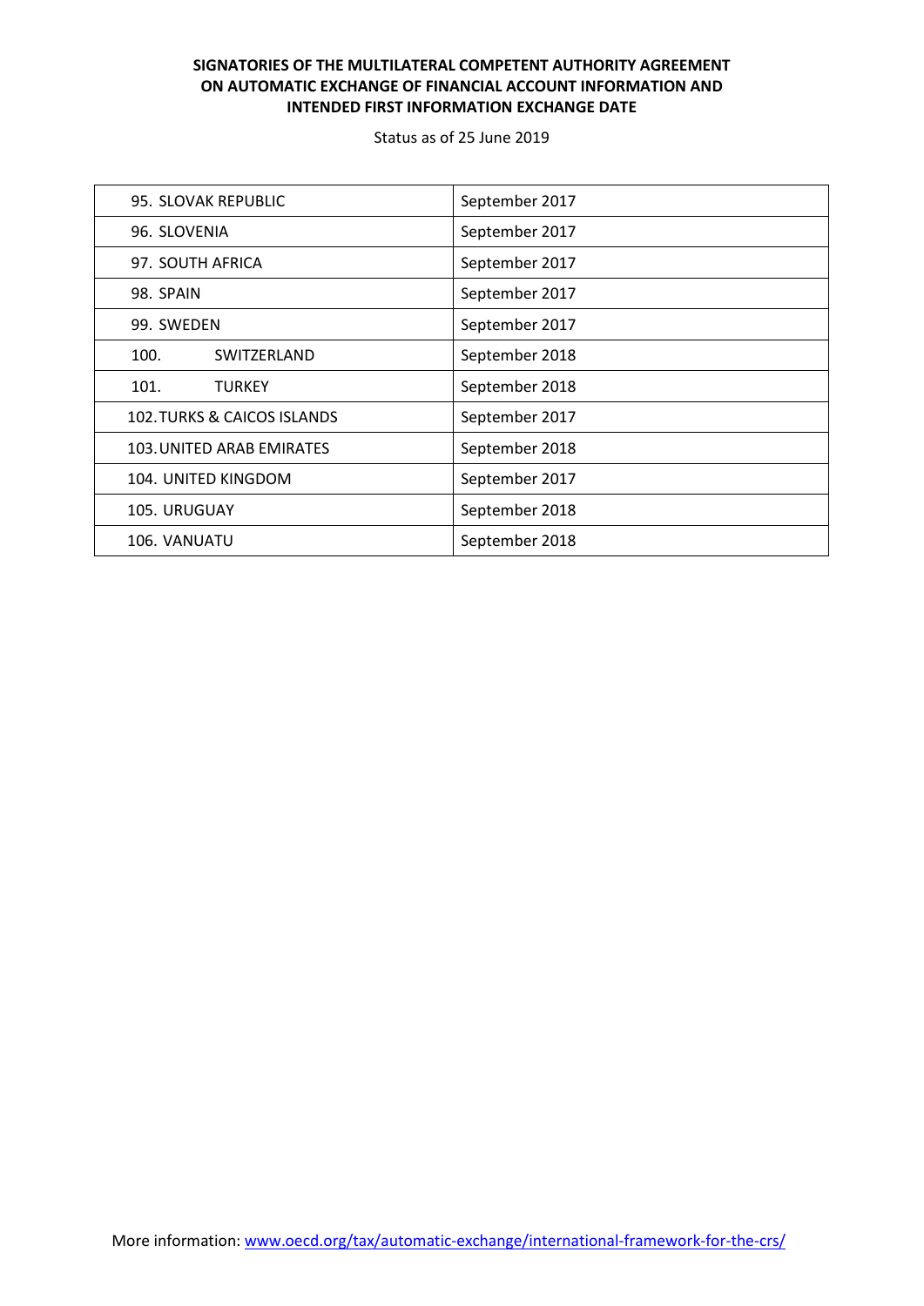**SIGNATORIES OF THE MULTILATERAL COMPETENT AUTHORITY AGREEMENT ON AUTOMATIC EXCHANGE OF FINANCIAL ACCOUNT INFORMATION AND INTENDED FIRST INFORMATION EXCHANGE DATE**

Status as of 25 June 2019

| | |
|---|---|
| 95. SLOVAK REPUBLIC | September 2017 |
| 96. SLOVENIA | September 2017 |
| 97. SOUTH AFRICA | September 2017 |
| 98. SPAIN | September 2017 |
| 99. SWEDEN | September 2017 |
| 100. SWITZERLAND | September 2018 |
| 101. TURKEY | September 2018 |
| 102. TURKS & CAICOS ISLANDS | September 2017 |
| 103. UNITED ARAB EMIRATES | September 2018 |
| 104. UNITED KINGDOM | September 2017 |
| 105. URUGUAY | September 2018 |
| 106. VANUATU | September 2018 |

More information: [www.oecd.org/tax/automatic-exchange/international-framework-for-the-crs/](http://www.oecd.org/tax/automatic-exchange/international-framework-for-the-crs/)